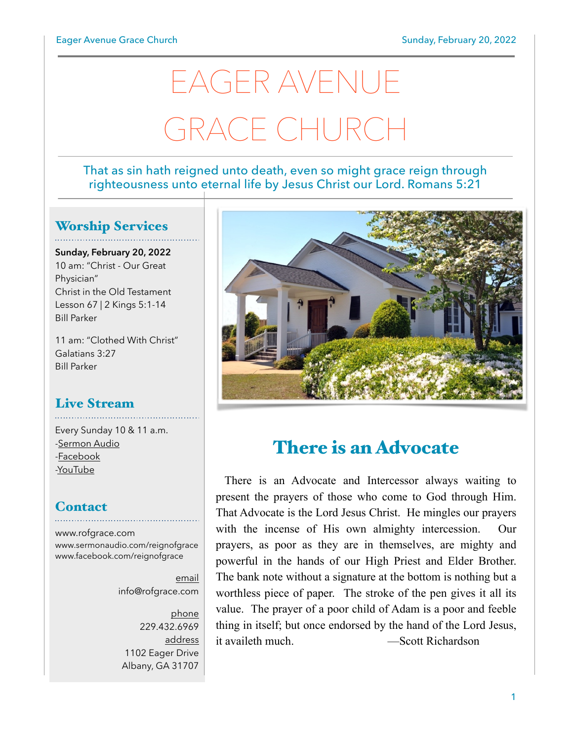# EAGER AVENUE GRACE CHURCH

That as sin hath reigned unto death, even so might grace reign through righteousness unto eternal life by Jesus Christ our Lord. Romans 5:21

## Worship Services

**Sunday, February 20, 2022**
10 am: "Christ - Our Great Physician"
Christ in the Old Testament
Lesson 67 | 2 Kings 5:1-14
Bill Parker

11 am: "Clothed With Christ"
Galatians 3:27
Bill Parker

## Live Stream

Every Sunday 10 & 11 a.m.
-Sermon Audio
-Facebook
-YouTube

## Contact

www.rofgrace.com
www.sermonaudio.com/reignofgrace
www.facebook.com/reignofgrace

email
info@rofgrace.com

phone
229.432.6969

address
1102 Eager Drive
Albany, GA 31707

## There is an Advocate

There is an Advocate and Intercessor always waiting to present the prayers of those who come to God through Him. That Advocate is the Lord Jesus Christ. He mingles our prayers with the incense of His own almighty intercession. Our prayers, as poor as they are in themselves, are mighty and powerful in the hands of our High Priest and Elder Brother. The bank note without a signature at the bottom is nothing but a worthless piece of paper. The stroke of the pen gives it all its value. The prayer of a poor child of Adam is a poor and feeble thing in itself; but once endorsed by the hand of the Lord Jesus, it availeth much. —Scott Richardson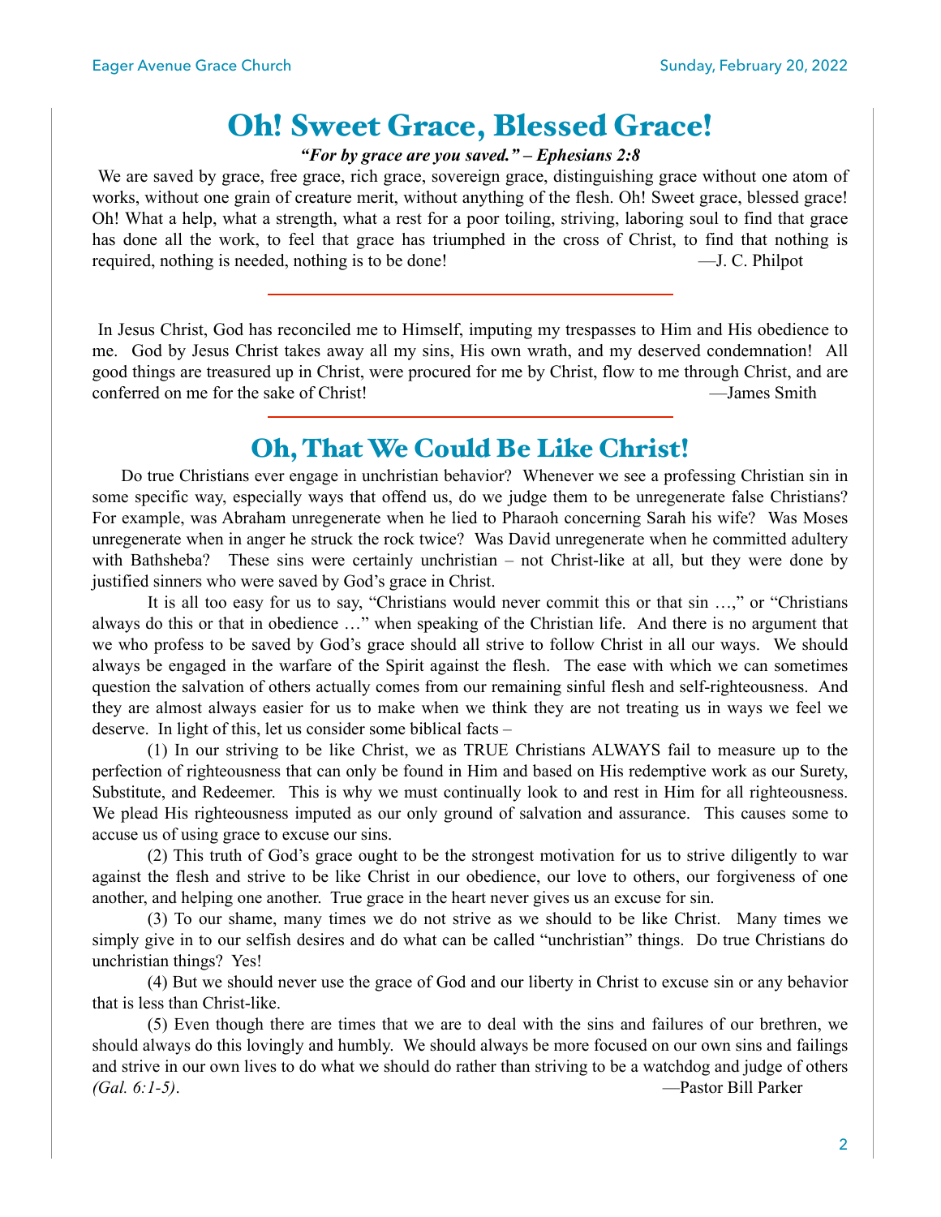# Oh! Sweet Grace, Blessed Grace!

***"For by grace are you saved." – Ephesians 2:8***

We are saved by grace, free grace, rich grace, sovereign grace, distinguishing grace without one atom of works, without one grain of creature merit, without anything of the flesh. Oh! Sweet grace, blessed grace! Oh! What a help, what a strength, what a rest for a poor toiling, striving, laboring soul to find that grace has done all the work, to feel that grace has triumphed in the cross of Christ, to find that nothing is required, nothing is needed, nothing is to be done! —J. C. Philpot

---

In Jesus Christ, God has reconciled me to Himself, imputing my trespasses to Him and His obedience to me. God by Jesus Christ takes away all my sins, His own wrath, and my deserved condemnation! All good things are treasured up in Christ, were procured for me by Christ, flow to me through Christ, and are conferred on me for the sake of Christ! —James Smith

---

# Oh, That We Could Be Like Christ!

Do true Christians ever engage in unchristian behavior? Whenever we see a professing Christian sin in some specific way, especially ways that offend us, do we judge them to be unregenerate false Christians? For example, was Abraham unregenerate when he lied to Pharaoh concerning Sarah his wife? Was Moses unregenerate when in anger he struck the rock twice? Was David unregenerate when he committed adultery with Bathsheba? These sins were certainly unchristian – not Christ-like at all, but they were done by justified sinners who were saved by God's grace in Christ.

It is all too easy for us to say, "Christians would never commit this or that sin …," or "Christians always do this or that in obedience …" when speaking of the Christian life. And there is no argument that we who profess to be saved by God's grace should all strive to follow Christ in all our ways. We should always be engaged in the warfare of the Spirit against the flesh. The ease with which we can sometimes question the salvation of others actually comes from our remaining sinful flesh and self-righteousness. And they are almost always easier for us to make when we think they are not treating us in ways we feel we deserve. In light of this, let us consider some biblical facts –

(1) In our striving to be like Christ, we as TRUE Christians ALWAYS fail to measure up to the perfection of righteousness that can only be found in Him and based on His redemptive work as our Surety, Substitute, and Redeemer. This is why we must continually look to and rest in Him for all righteousness. We plead His righteousness imputed as our only ground of salvation and assurance. This causes some to accuse us of using grace to excuse our sins.

(2) This truth of God's grace ought to be the strongest motivation for us to strive diligently to war against the flesh and strive to be like Christ in our obedience, our love to others, our forgiveness of one another, and helping one another. True grace in the heart never gives us an excuse for sin.

(3) To our shame, many times we do not strive as we should to be like Christ. Many times we simply give in to our selfish desires and do what can be called "unchristian" things. Do true Christians do unchristian things? Yes!

(4) But we should never use the grace of God and our liberty in Christ to excuse sin or any behavior that is less than Christ-like.

(5) Even though there are times that we are to deal with the sins and failures of our brethren, we should always do this lovingly and humbly. We should always be more focused on our own sins and failings and strive in our own lives to do what we should do rather than striving to be a watchdog and judge of others *(Gal. 6:1-5)*. —Pastor Bill Parker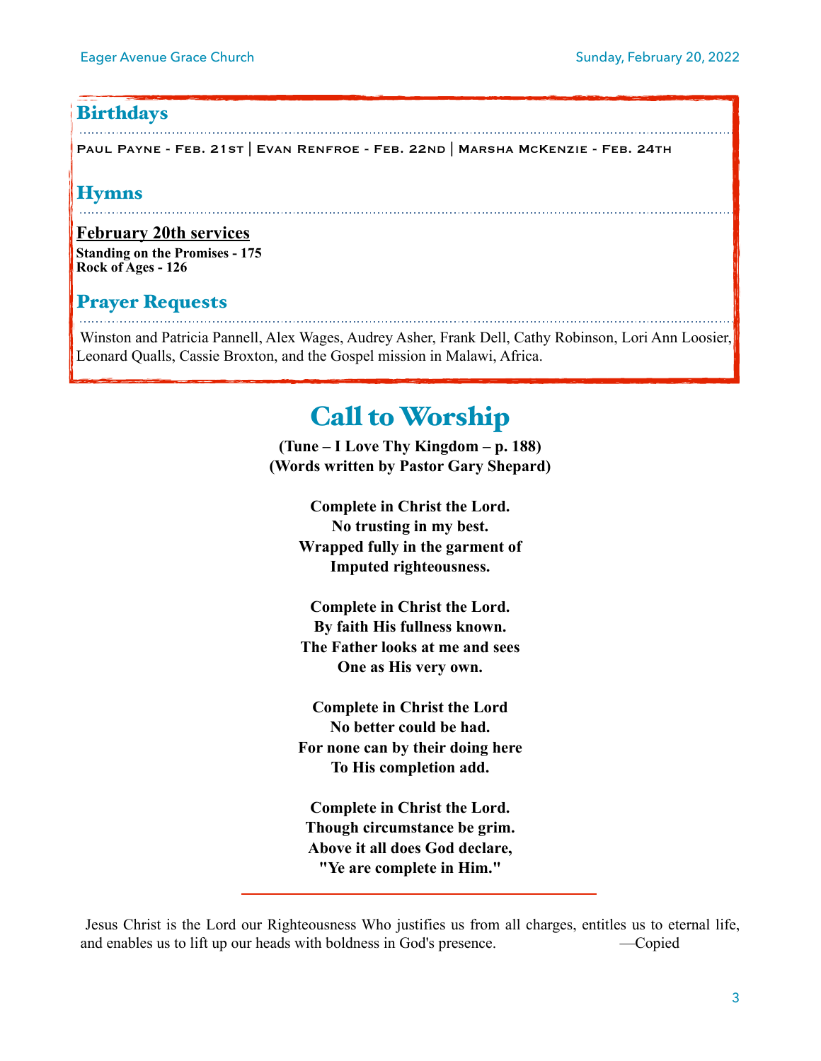## Birthdays

PAUL PAYNE - FEB. 21ST | EVAN RENFROE - FEB. 22ND | MARSHA MCKENZIE - FEB. 24TH

## Hymns

**February 20th services**

**Standing on the Promises - 175**
**Rock of Ages - 126**

## Prayer Requests

Winston and Patricia Pannell, Alex Wages, Audrey Asher, Frank Dell, Cathy Robinson, Lori Ann Loosier, Leonard Qualls, Cassie Broxton, and the Gospel mission in Malawi, Africa.

# Call to Worship

**(Tune – I Love Thy Kingdom – p. 188)**
**(Words written by Pastor Gary Shepard)**

**Complete in Christ the Lord.**
**No trusting in my best.**
**Wrapped fully in the garment of**
**Imputed righteousness.**

**Complete in Christ the Lord.**
**By faith His fullness known.**
**The Father looks at me and sees**
**One as His very own.**

**Complete in Christ the Lord**
**No better could be had.**
**For none can by their doing here**
**To His completion add.**

**Complete in Christ the Lord.**
**Though circumstance be grim.**
**Above it all does God declare,**
**"Ye are complete in Him."**

---

Jesus Christ is the Lord our Righteousness Who justifies us from all charges, entitles us to eternal life, and enables us to lift up our heads with boldness in God's presence. —Copied